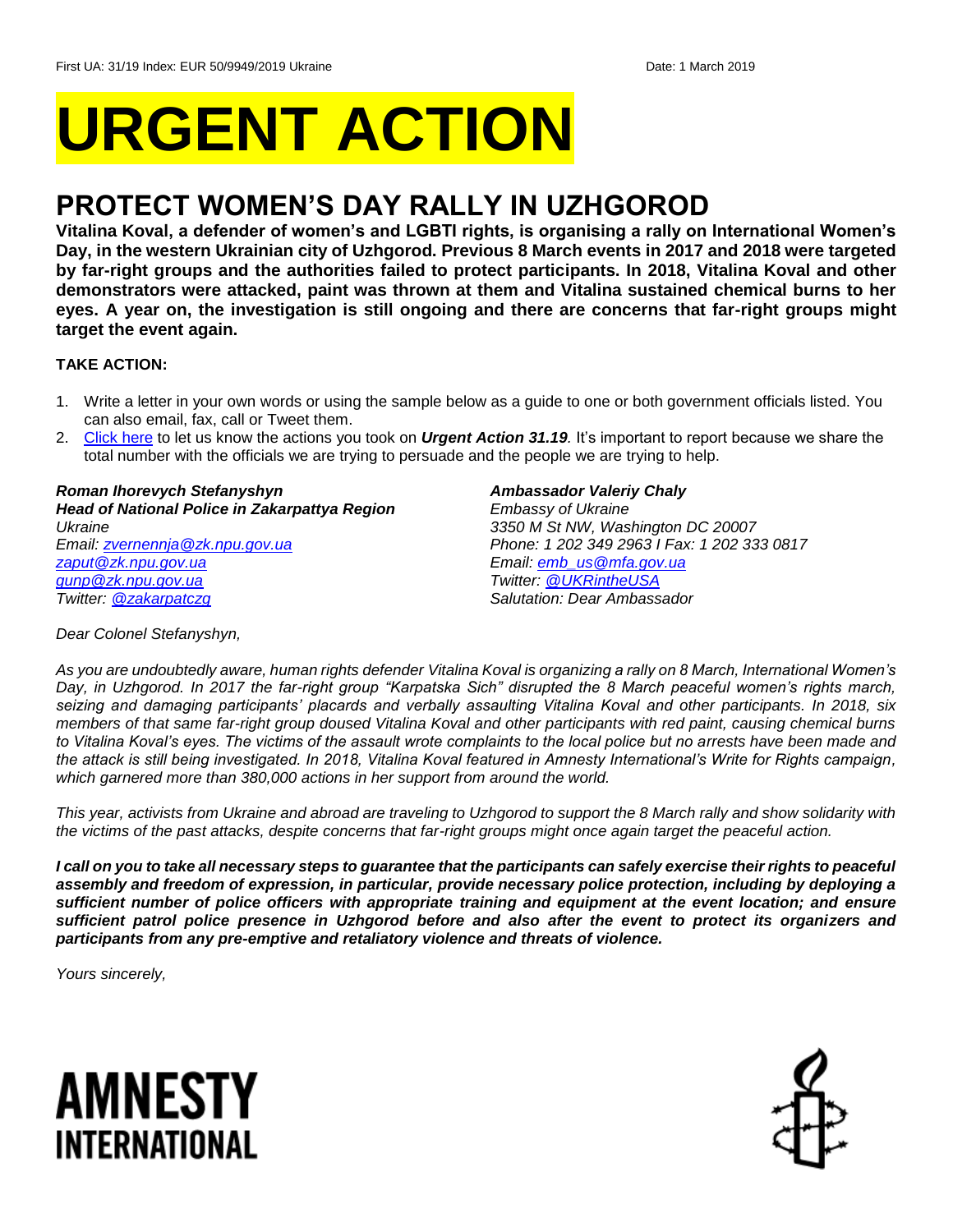First UA: 31/19 Index: EUR 50/9949/2019 Ukraine Date: 1 March 2019

# URGENT ACTION

## PROTECT WOMEN'S DAY RALLY IN UZHGOROD

**Vitalina Koval, a defender of women's and LGBTI rights, is organising a rally on International Women's Day, in the western Ukrainian city of Uzhgorod. Previous 8 March events in 2017 and 2018 were targeted by far-right groups and the authorities failed to protect participants. In 2018, Vitalina Koval and other demonstrators were attacked, paint was thrown at them and Vitalina sustained chemical burns to her eyes. A year on, the investigation is still ongoing and there are concerns that far-right groups might target the event again.**

**TAKE ACTION:**

1. Write a letter in your own words or using the sample below as a guide to one or both government officials listed. You can also email, fax, call or Tweet them.
2. Click here to let us know the actions you took on ***Urgent Action 31.19***. It's important to report because we share the total number with the officials we are trying to persuade and the people we are trying to help.

***Roman Ihorevych Stefanyshyn***
***Head of National Police in Zakarpattya Region***
*Ukraine*
*Email: zvernennja@zk.npu.gov.ua*
*zaput@zk.npu.gov.ua*
*gunp@zk.npu.gov.ua*
*Twitter: @zakarpatczg*

***Ambassador Valeriy Chaly***
*Embassy of Ukraine*
*3350 M St NW, Washington DC 20007*
*Phone: 1 202 349 2963 I Fax: 1 202 333 0817*
*Email: emb_us@mfa.gov.ua*
*Twitter: @UKRintheUSA*
*Salutation: Dear Ambassador*

*Dear Colonel Stefanyshyn,*

*As you are undoubtedly aware, human rights defender Vitalina Koval is organizing a rally on 8 March, International Women's Day, in Uzhgorod. In 2017 the far-right group "Karpatska Sich" disrupted the 8 March peaceful women's rights march, seizing and damaging participants' placards and verbally assaulting Vitalina Koval and other participants. In 2018, six members of that same far-right group doused Vitalina Koval and other participants with red paint, causing chemical burns to Vitalina Koval's eyes. The victims of the assault wrote complaints to the local police but no arrests have been made and the attack is still being investigated. In 2018, Vitalina Koval featured in Amnesty International's Write for Rights campaign, which garnered more than 380,000 actions in her support from around the world.*

*This year, activists from Ukraine and abroad are traveling to Uzhgorod to support the 8 March rally and show solidarity with the victims of the past attacks, despite concerns that far-right groups might once again target the peaceful action.*

***I call on you to take all necessary steps to guarantee that the participants can safely exercise their rights to peaceful assembly and freedom of expression, in particular, provide necessary police protection, including by deploying a sufficient number of police officers with appropriate training and equipment at the event location; and ensure sufficient patrol police presence in Uzhgorod before and also after the event to protect its organizers and participants from any pre-emptive and retaliatory violence and threats of violence.***

*Yours sincerely,*

AMNESTY INTERNATIONAL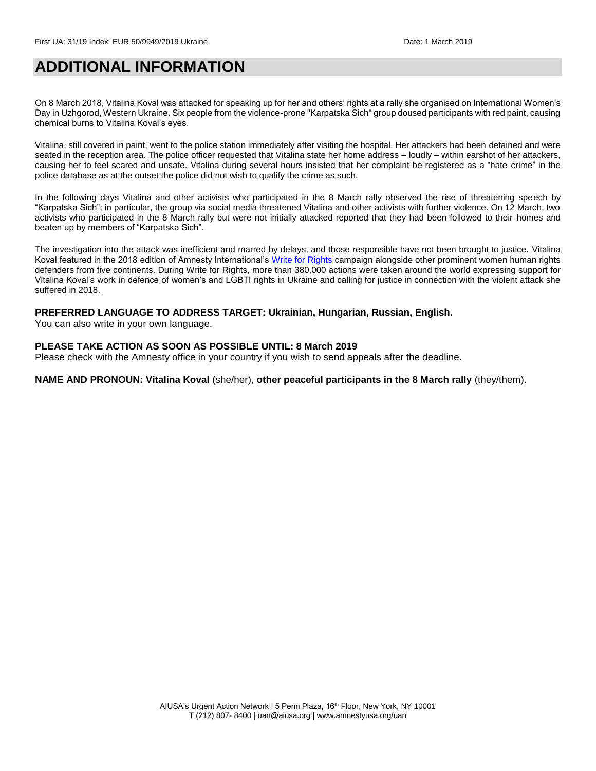# ADDITIONAL INFORMATION

On 8 March 2018, Vitalina Koval was attacked for speaking up for her and others' rights at a rally she organised on International Women's Day in Uzhgorod, Western Ukraine. Six people from the violence-prone "Karpatska Sich" group doused participants with red paint, causing chemical burns to Vitalina Koval's eyes.

Vitalina, still covered in paint, went to the police station immediately after visiting the hospital. Her attackers had been detained and were seated in the reception area. The police officer requested that Vitalina state her home address – loudly – within earshot of her attackers, causing her to feel scared and unsafe. Vitalina during several hours insisted that her complaint be registered as a "hate crime" in the police database as at the outset the police did not wish to qualify the crime as such.

In the following days Vitalina and other activists who participated in the 8 March rally observed the rise of threatening speech by "Karpatska Sich"; in particular, the group via social media threatened Vitalina and other activists with further violence. On 12 March, two activists who participated in the 8 March rally but were not initially attacked reported that they had been followed to their homes and beaten up by members of "Karpatska Sich".

The investigation into the attack was inefficient and marred by delays, and those responsible have not been brought to justice. Vitalina Koval featured in the 2018 edition of Amnesty International's Write for Rights campaign alongside other prominent women human rights defenders from five continents. During Write for Rights, more than 380,000 actions were taken around the world expressing support for Vitalina Koval's work in defence of women's and LGBTI rights in Ukraine and calling for justice in connection with the violent attack she suffered in 2018.

**PREFERRED LANGUAGE TO ADDRESS TARGET: Ukrainian, Hungarian, Russian, English.**
You can also write in your own language.

**PLEASE TAKE ACTION AS SOON AS POSSIBLE UNTIL: 8 March 2019**
Please check with the Amnesty office in your country if you wish to send appeals after the deadline.

**NAME AND PRONOUN: Vitalina Koval** (she/her), **other peaceful participants in the 8 March rally** (they/them).